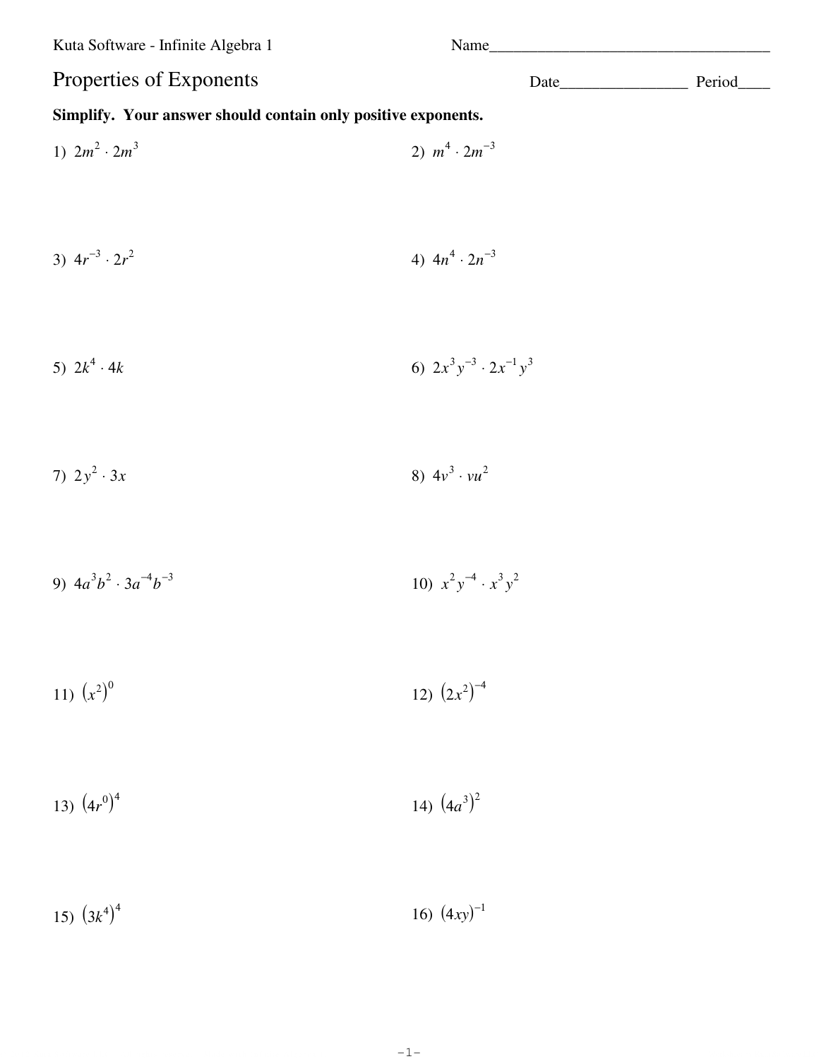Kuta Software - Infinite Algebra 1

Name___________________________________

# Properties of Exponents

Date________________ Period____

**Simplify. Your answer should contain only positive exponents.**

1) $2m^2 \cdot 2m^3$

2) $m^4 \cdot 2m^{-3}$

3) $4r^{-3} \cdot 2r^2$

4) $4n^4 \cdot 2n^{-3}$

5) $2k^4 \cdot 4k$

6) $2x^3y^{-3} \cdot 2x^{-1}y^3$

7) $2y^2 \cdot 3x$

8) $4v^3 \cdot vu^2$

9) $4a^3b^2 \cdot 3a^{-4}b^{-3}$

10) $x^2y^{-4} \cdot x^3y^2$

11) $(x^2)^0$

12) $(2x^2)^{-4}$

13) $(4r^0)^4$

14) $(4a^3)^2$

15) $(3k^4)^4$

16) $(4xy)^{-1}$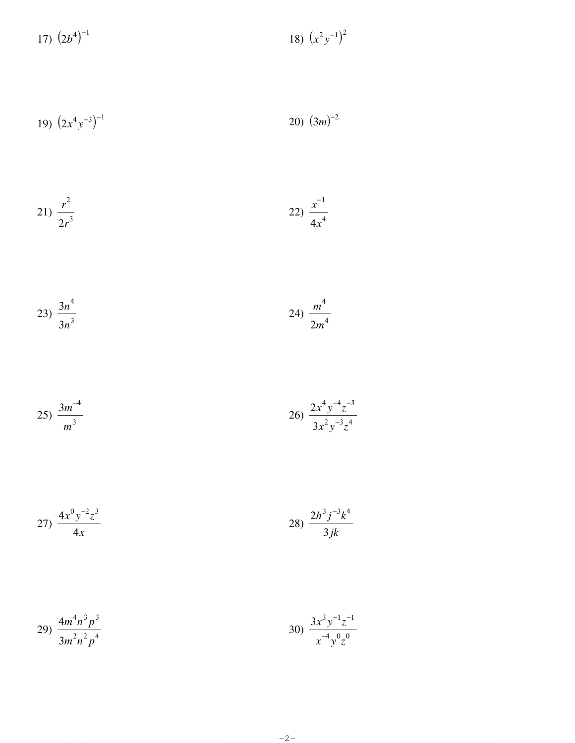17) $\left(2b^{4}\right)^{-1}$

18) $\left(x^{2}y^{-1}\right)^{2}$

19) $\left(2x^{4}y^{-3}\right)^{-1}$

20) $(3m)^{-2}$

21) $\dfrac{r^{2}}{2r^{3}}$

22) $\dfrac{x^{-1}}{4x^{4}}$

23) $\dfrac{3n^{4}}{3n^{3}}$

24) $\dfrac{m^{4}}{2m^{4}}$

25) $\dfrac{3m^{-4}}{m^{3}}$

26) $\dfrac{2x^{4}y^{-4}z^{-3}}{3x^{2}y^{-3}z^{4}}$

27) $\dfrac{4x^{0}y^{-2}z^{3}}{4x}$

28) $\dfrac{2h^{3}j^{-3}k^{4}}{3jk}$

29) $\dfrac{4m^{4}n^{3}p^{3}}{3m^{2}n^{2}p^{4}}$

30) $\dfrac{3x^{3}y^{-1}z^{-1}}{x^{-4}y^{0}z^{0}}$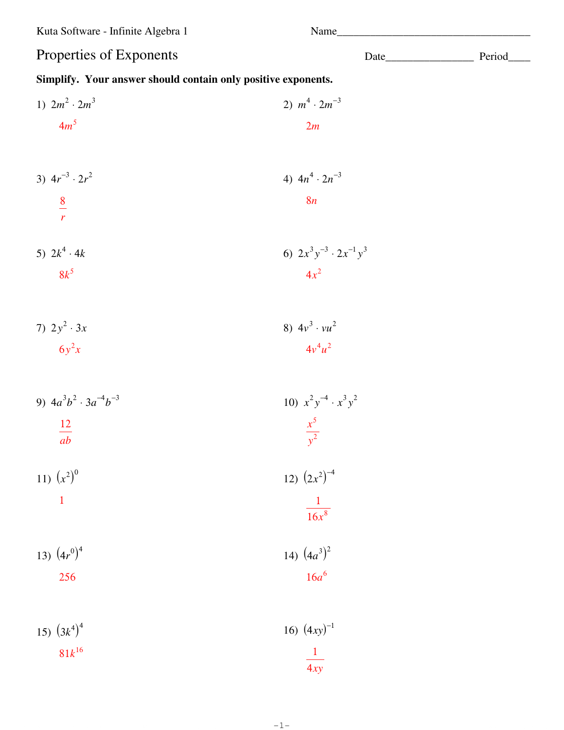Kuta Software - Infinite Algebra 1

Name____________________________________

# Properties of Exponents

Date________________ Period____

**Simplify. Your answer should contain only positive exponents.**

1) $2m^2 \cdot 2m^3$

$4m^5$

2) $m^4 \cdot 2m^{-3}$

$2m$

3) $4r^{-3} \cdot 2r^2$

$\frac{8}{r}$

4) $4n^4 \cdot 2n^{-3}$

$8n$

5) $2k^4 \cdot 4k$

$8k^5$

6) $2x^3y^{-3} \cdot 2x^{-1}y^3$

$4x^2$

7) $2y^2 \cdot 3x$

$6y^2x$

8) $4v^3 \cdot vu^2$

$4v^4u^2$

9) $4a^3b^2 \cdot 3a^{-4}b^{-3}$

$\frac{12}{ab}$

10) $x^2y^{-4} \cdot x^3y^2$

$\frac{x^5}{y^2}$

11) $(x^2)^0$

$1$

12) $(2x^2)^{-4}$

$\frac{1}{16x^8}$

13) $(4r^0)^4$

$256$

14) $(4a^3)^2$

$16a^6$

15) $(3k^4)^4$

$81k^{16}$

16) $(4xy)^{-1}$

$\frac{1}{4xy}$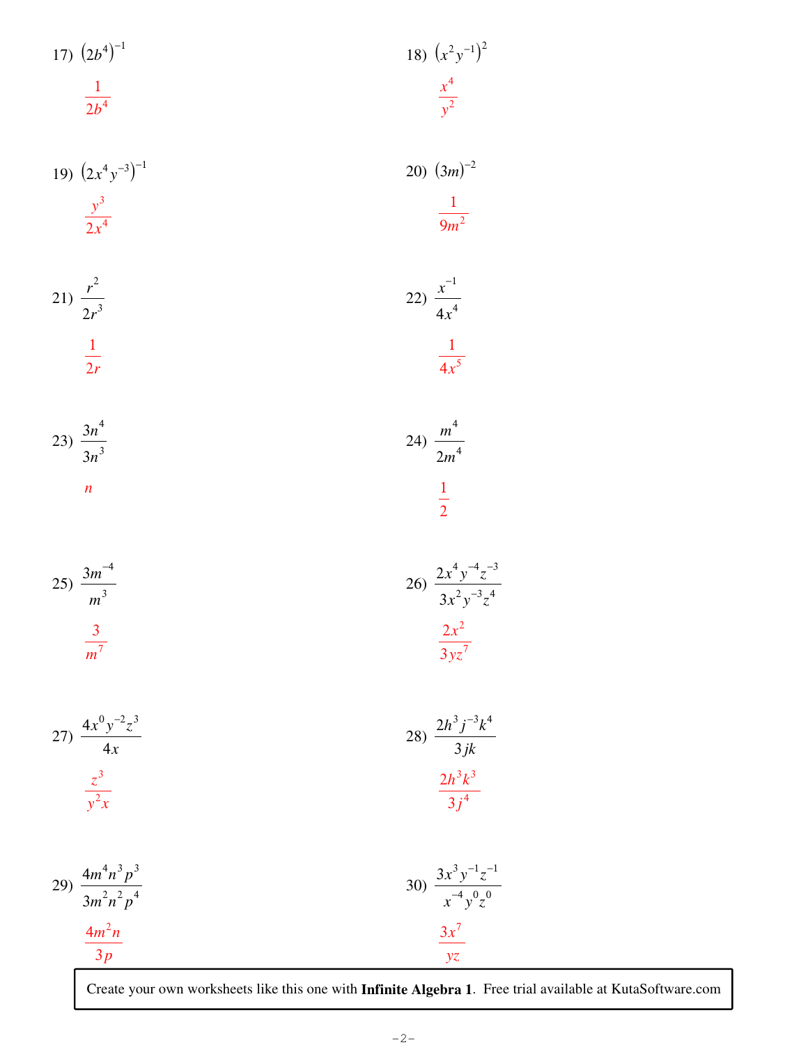17) $(2b^4)^{-1}$

$\frac{1}{2b^4}$

18) $(x^2y^{-1})^2$

$\frac{x^4}{y^2}$

19) $(2x^4y^{-3})^{-1}$

$\frac{y^3}{2x^4}$

20) $(3m)^{-2}$

$\frac{1}{9m^2}$

21) $\frac{r^2}{2r^3}$

$\frac{1}{2r}$

22) $\frac{x^{-1}}{4x^4}$

$\frac{1}{4x^5}$

23) $\frac{3n^4}{3n^3}$

$n$

24) $\frac{m^4}{2m^4}$

$\frac{1}{2}$

25) $\frac{3m^{-4}}{m^3}$

$\frac{3}{m^7}$

26) $\frac{2x^4y^{-4}z^{-3}}{3x^2y^{-3}z^4}$

$\frac{2x^2}{3yz^7}$

27) $\frac{4x^0y^{-2}z^3}{4x}$

$\frac{z^3}{y^2x}$

28) $\frac{2h^3j^{-3}k^4}{3jk}$

$\frac{2h^3k^3}{3j^4}$

29) $\frac{4m^4n^3p^3}{3m^2n^2p^4}$

$\frac{4m^2n}{3p}$

30) $\frac{3x^3y^{-1}z^{-1}}{x^{-4}y^0z^0}$

$\frac{3x^7}{yz}$

Create your own worksheets like this one with **Infinite Algebra 1**. Free trial available at KutaSoftware.com